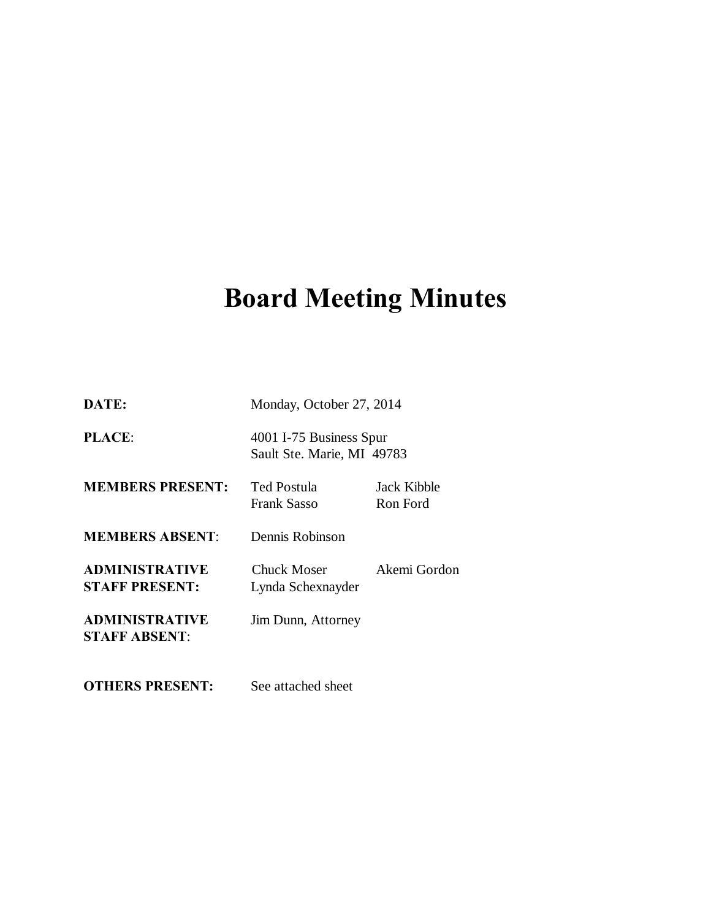# Board Meeting Minutes

**DATE:** Monday, October 27, 2014

**PLACE**: 4001 I-75 Business Spur
Sault Ste. Marie, MI 49783

**MEMBERS PRESENT:** Ted Postula, Jack Kibble, Frank Sasso, Ron Ford

**MEMBERS ABSENT**: Dennis Robinson

**ADMINISTRATIVE STAFF PRESENT:** Chuck Moser, Akemi Gordon, Lynda Schexnayder

**ADMINISTRATIVE STAFF ABSENT**: Jim Dunn, Attorney

**OTHERS PRESENT:** See attached sheet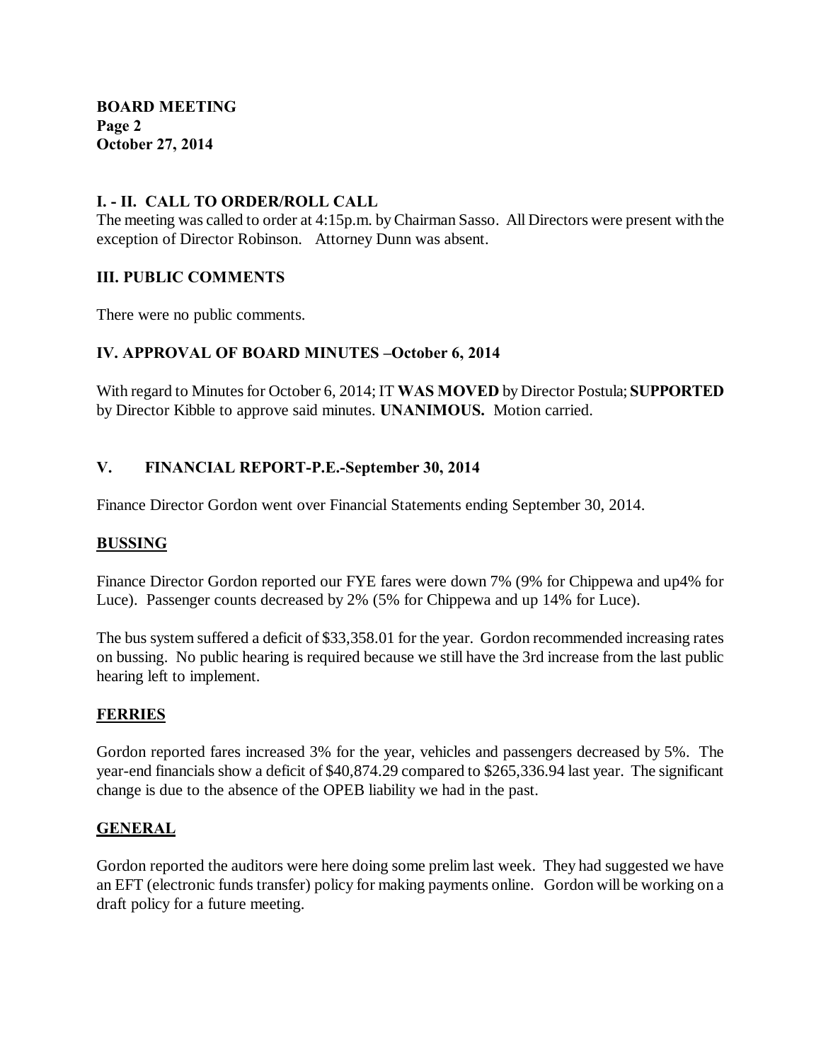## I. - II. CALL TO ORDER/ROLL CALL

The meeting was called to order at 4:15p.m. by Chairman Sasso. All Directors were present with the exception of Director Robinson. Attorney Dunn was absent.

## III. PUBLIC COMMENTS

There were no public comments.

## IV. APPROVAL OF BOARD MINUTES –October 6, 2014

With regard to Minutes for October 6, 2014; IT **WAS MOVED** by Director Postula; **SUPPORTED** by Director Kibble to approve said minutes. **UNANIMOUS.** Motion carried.

## V. FINANCIAL REPORT-P.E.-September 30, 2014

Finance Director Gordon went over Financial Statements ending September 30, 2014.

### BUSSING

Finance Director Gordon reported our FYE fares were down 7% (9% for Chippewa and up4% for Luce). Passenger counts decreased by 2% (5% for Chippewa and up 14% for Luce).

The bus system suffered a deficit of $33,358.01 for the year. Gordon recommended increasing rates on bussing. No public hearing is required because we still have the 3rd increase from the last public hearing left to implement.

### FERRIES

Gordon reported fares increased 3% for the year, vehicles and passengers decreased by 5%. The year-end financials show a deficit of $40,874.29 compared to $265,336.94 last year. The significant change is due to the absence of the OPEB liability we had in the past.

### GENERAL

Gordon reported the auditors were here doing some prelim last week. They had suggested we have an EFT (electronic funds transfer) policy for making payments online. Gordon will be working on a draft policy for a future meeting.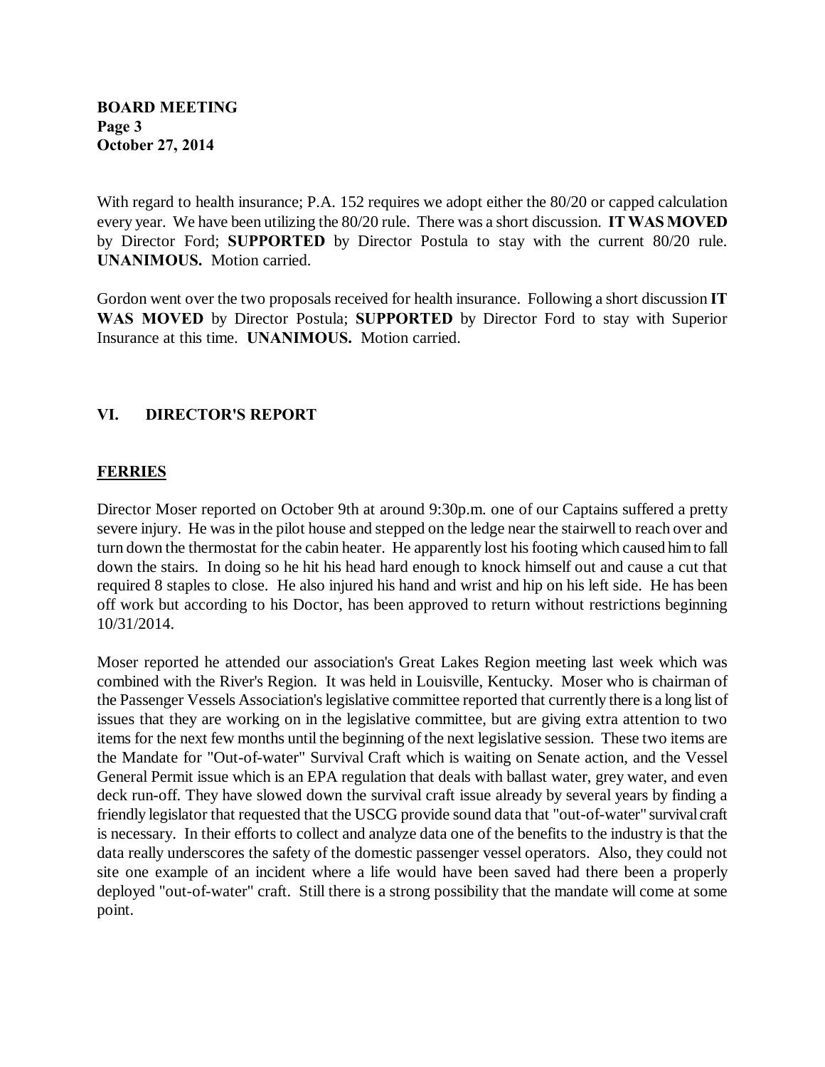With regard to health insurance; P.A. 152 requires we adopt either the 80/20 or capped calculation every year. We have been utilizing the 80/20 rule. There was a short discussion. **IT WAS MOVED** by Director Ford; **SUPPORTED** by Director Postula to stay with the current 80/20 rule. **UNANIMOUS.** Motion carried.

Gordon went over the two proposals received for health insurance. Following a short discussion **IT WAS MOVED** by Director Postula; **SUPPORTED** by Director Ford to stay with Superior Insurance at this time. **UNANIMOUS.** Motion carried.

## VI. DIRECTOR'S REPORT

### FERRIES

Director Moser reported on October 9th at around 9:30p.m. one of our Captains suffered a pretty severe injury. He was in the pilot house and stepped on the ledge near the stairwell to reach over and turn down the thermostat for the cabin heater. He apparently lost his footing which caused him to fall down the stairs. In doing so he hit his head hard enough to knock himself out and cause a cut that required 8 staples to close. He also injured his hand and wrist and hip on his left side. He has been off work but according to his Doctor, has been approved to return without restrictions beginning 10/31/2014.

Moser reported he attended our association's Great Lakes Region meeting last week which was combined with the River's Region. It was held in Louisville, Kentucky. Moser who is chairman of the Passenger Vessels Association's legislative committee reported that currently there is a long list of issues that they are working on in the legislative committee, but are giving extra attention to two items for the next few months until the beginning of the next legislative session. These two items are the Mandate for "Out-of-water" Survival Craft which is waiting on Senate action, and the Vessel General Permit issue which is an EPA regulation that deals with ballast water, grey water, and even deck run-off. They have slowed down the survival craft issue already by several years by finding a friendly legislator that requested that the USCG provide sound data that "out-of-water" survival craft is necessary. In their efforts to collect and analyze data one of the benefits to the industry is that the data really underscores the safety of the domestic passenger vessel operators. Also, they could not site one example of an incident where a life would have been saved had there been a properly deployed "out-of-water" craft. Still there is a strong possibility that the mandate will come at some point.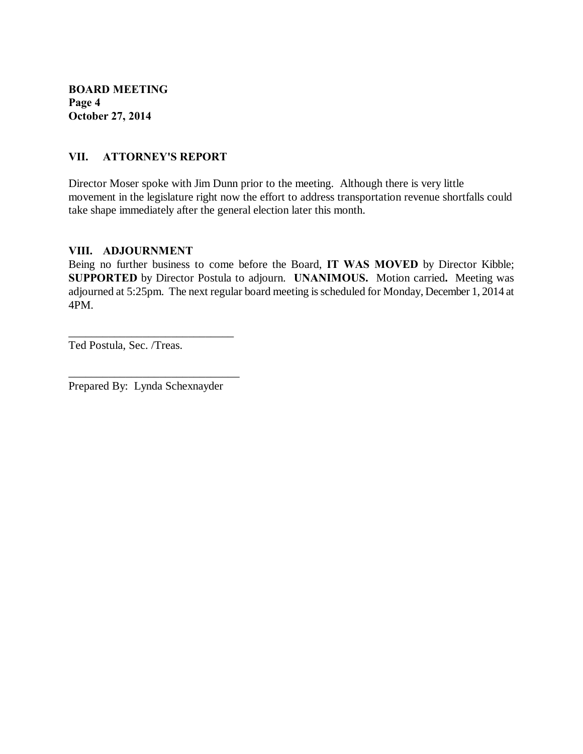## VII. ATTORNEY'S REPORT

Director Moser spoke with Jim Dunn prior to the meeting. Although there is very little movement in the legislature right now the effort to address transportation revenue shortfalls could take shape immediately after the general election later this month.

## VIII. ADJOURNMENT

Being no further business to come before the Board, **IT WAS MOVED** by Director Kibble; **SUPPORTED** by Director Postula to adjourn. **UNANIMOUS.** Motion carried**.** Meeting was adjourned at 5:25pm. The next regular board meeting is scheduled for Monday, December 1, 2014 at 4PM.

____________________________
Ted Postula, Sec. /Treas.

_____________________________
Prepared By: Lynda Schexnayder